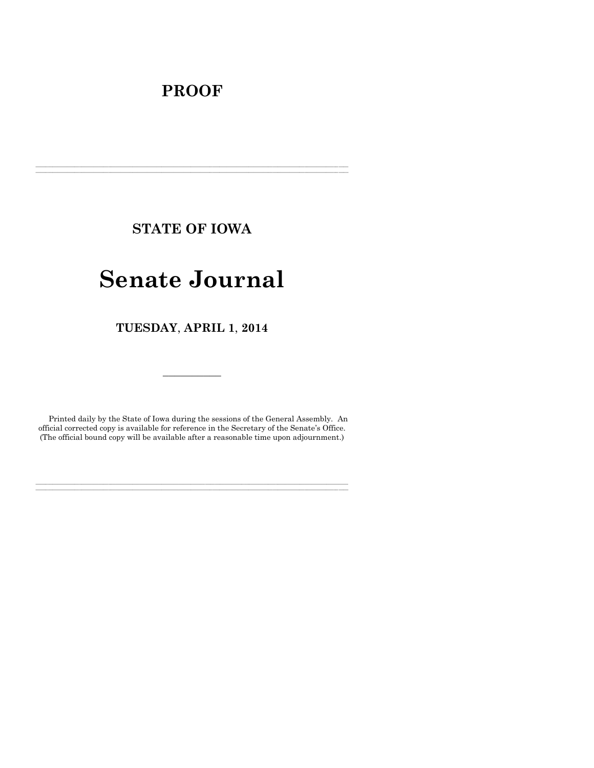# PROOF

---

## STATE OF IOWA

# Senate Journal

## TUESDAY, APRIL 1, 2014

---

Printed daily by the State of Iowa during the sessions of the General Assembly. An official corrected copy is available for reference in the Secretary of the Senate's Office. (The official bound copy will be available after a reasonable time upon adjournment.)

---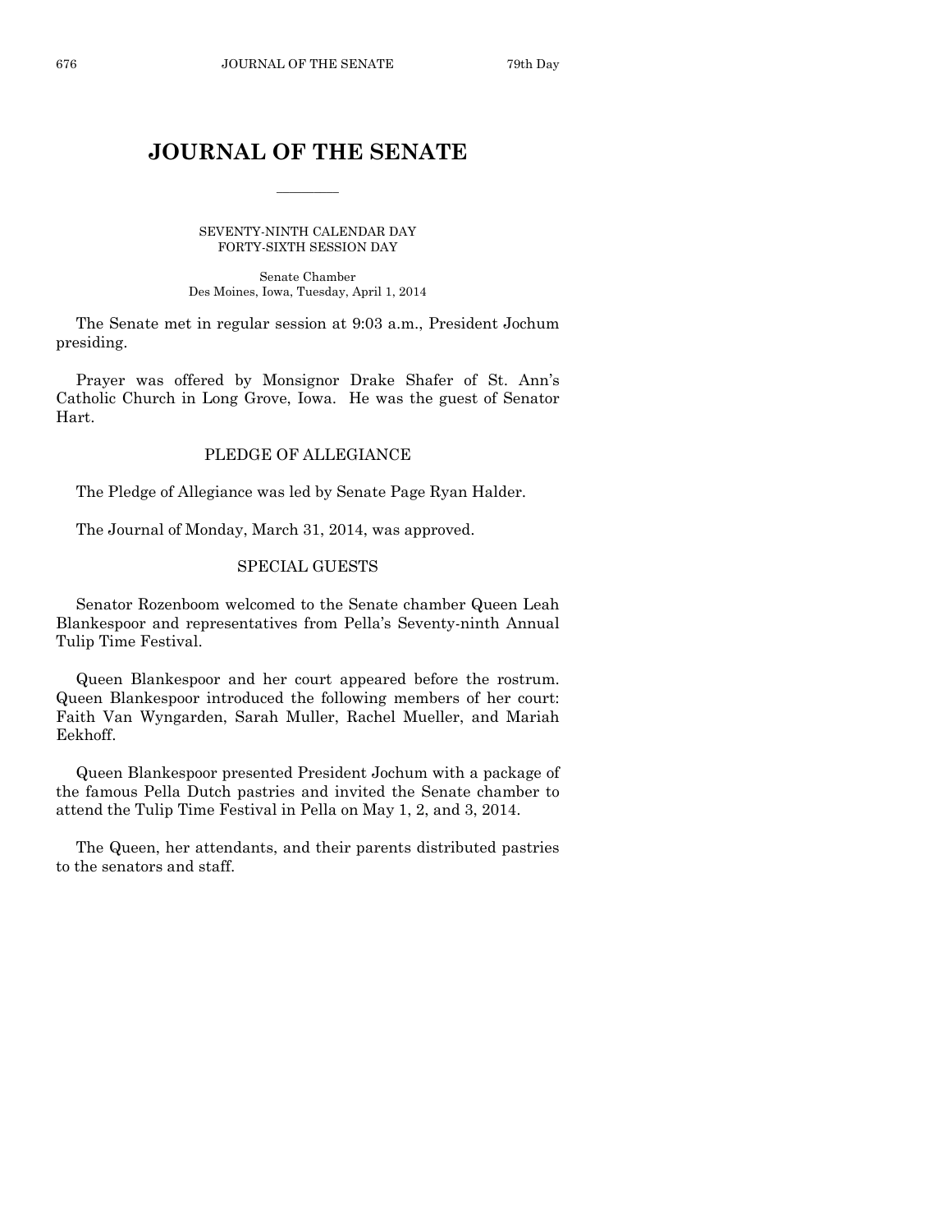# JOURNAL OF THE SENATE

———————

SEVENTY-NINTH CALENDAR DAY
FORTY-SIXTH SESSION DAY

Senate Chamber
Des Moines, Iowa, Tuesday, April 1, 2014

The Senate met in regular session at 9:03 a.m., President Jochum presiding.

Prayer was offered by Monsignor Drake Shafer of St. Ann's Catholic Church in Long Grove, Iowa. He was the guest of Senator Hart.

## PLEDGE OF ALLEGIANCE

The Pledge of Allegiance was led by Senate Page Ryan Halder.

The Journal of Monday, March 31, 2014, was approved.

## SPECIAL GUESTS

Senator Rozenboom welcomed to the Senate chamber Queen Leah Blankespoor and representatives from Pella's Seventy-ninth Annual Tulip Time Festival.

Queen Blankespoor and her court appeared before the rostrum. Queen Blankespoor introduced the following members of her court: Faith Van Wyngarden, Sarah Muller, Rachel Mueller, and Mariah Eekhoff.

Queen Blankespoor presented President Jochum with a package of the famous Pella Dutch pastries and invited the Senate chamber to attend the Tulip Time Festival in Pella on May 1, 2, and 3, 2014.

The Queen, her attendants, and their parents distributed pastries to the senators and staff.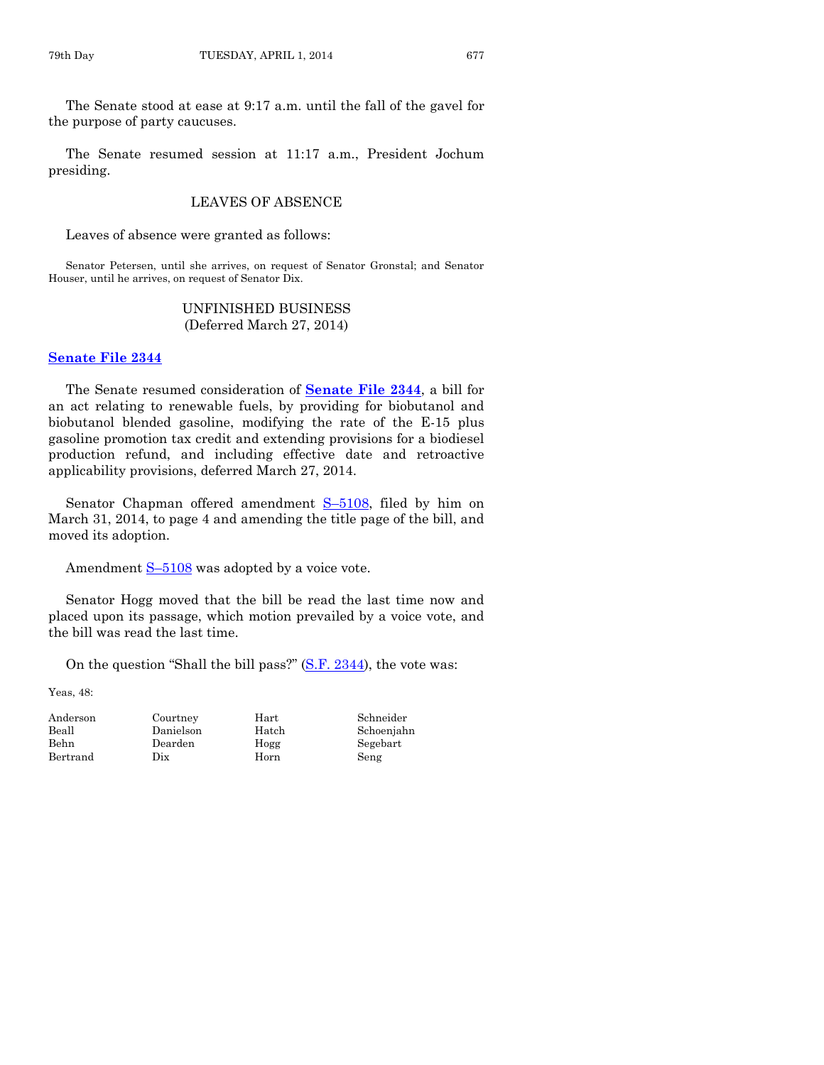The Senate stood at ease at 9:17 a.m. until the fall of the gavel for the purpose of party caucuses.

The Senate resumed session at 11:17 a.m., President Jochum presiding.

## LEAVES OF ABSENCE

Leaves of absence were granted as follows:

Senator Petersen, until she arrives, on request of Senator Gronstal; and Senator Houser, until he arrives, on request of Senator Dix.

## UNFINISHED BUSINESS
## (Deferred March 27, 2014)

**Senate File 2344**

The Senate resumed consideration of **Senate File 2344**, a bill for an act relating to renewable fuels, by providing for biobutanol and biobutanol blended gasoline, modifying the rate of the E-15 plus gasoline promotion tax credit and extending provisions for a biodiesel production refund, and including effective date and retroactive applicability provisions, deferred March 27, 2014.

Senator Chapman offered amendment S–5108, filed by him on March 31, 2014, to page 4 and amending the title page of the bill, and moved its adoption.

Amendment S–5108 was adopted by a voice vote.

Senator Hogg moved that the bill be read the last time now and placed upon its passage, which motion prevailed by a voice vote, and the bill was read the last time.

On the question "Shall the bill pass?" (S.F. 2344), the vote was:

Yeas, 48:

| | | | |
|---|---|---|---|
| Anderson | Courtney | Hart | Schneider |
| Beall | Danielson | Hatch | Schoenjahn |
| Behn | Dearden | Hogg | Segebart |
| Bertrand | Dix | Horn | Seng |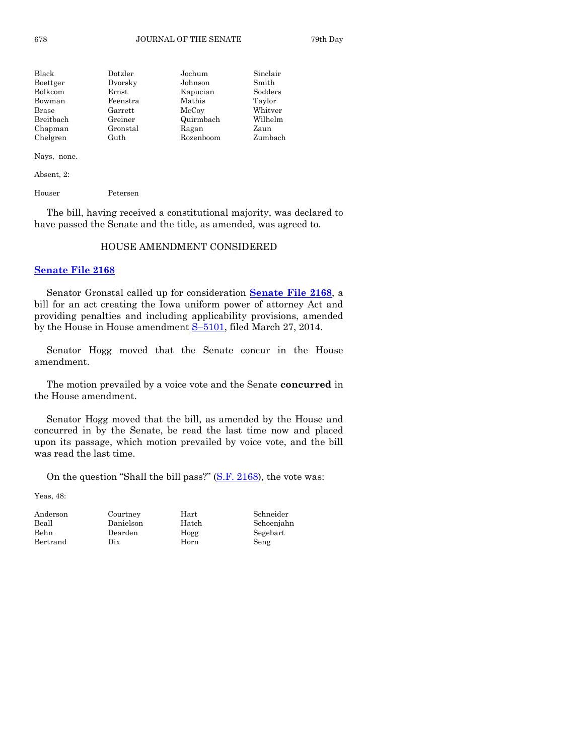| | | | |
|---|---|---|---|
| Black | Dotzler | Jochum | Sinclair |
| Boettger | Dvorsky | Johnson | Smith |
| Bolkcom | Ernst | Kapucian | Sodders |
| Bowman | Feenstra | Mathis | Taylor |
| Brase | Garrett | McCoy | Whitver |
| Breitbach | Greiner | Quirmbach | Wilhelm |
| Chapman | Gronstal | Ragan | Zaun |
| Chelgren | Guth | Rozenboom | Zumbach |

Nays, none.

Absent, 2:

| | |
|---|---|
| Houser | Petersen |

The bill, having received a constitutional majority, was declared to have passed the Senate and the title, as amended, was agreed to.

## HOUSE AMENDMENT CONSIDERED

**Senate File 2168**

Senator Gronstal called up for consideration **Senate File 2168**, a bill for an act creating the Iowa uniform power of attorney Act and providing penalties and including applicability provisions, amended by the House in House amendment S–5101, filed March 27, 2014.

Senator Hogg moved that the Senate concur in the House amendment.

The motion prevailed by a voice vote and the Senate **concurred** in the House amendment.

Senator Hogg moved that the bill, as amended by the House and concurred in by the Senate, be read the last time now and placed upon its passage, which motion prevailed by voice vote, and the bill was read the last time.

On the question "Shall the bill pass?" (S.F. 2168), the vote was:

Yeas, 48:

| | | | |
|---|---|---|---|
| Anderson | Courtney | Hart | Schneider |
| Beall | Danielson | Hatch | Schoenjahn |
| Behn | Dearden | Hogg | Segebart |
| Bertrand | Dix | Horn | Seng |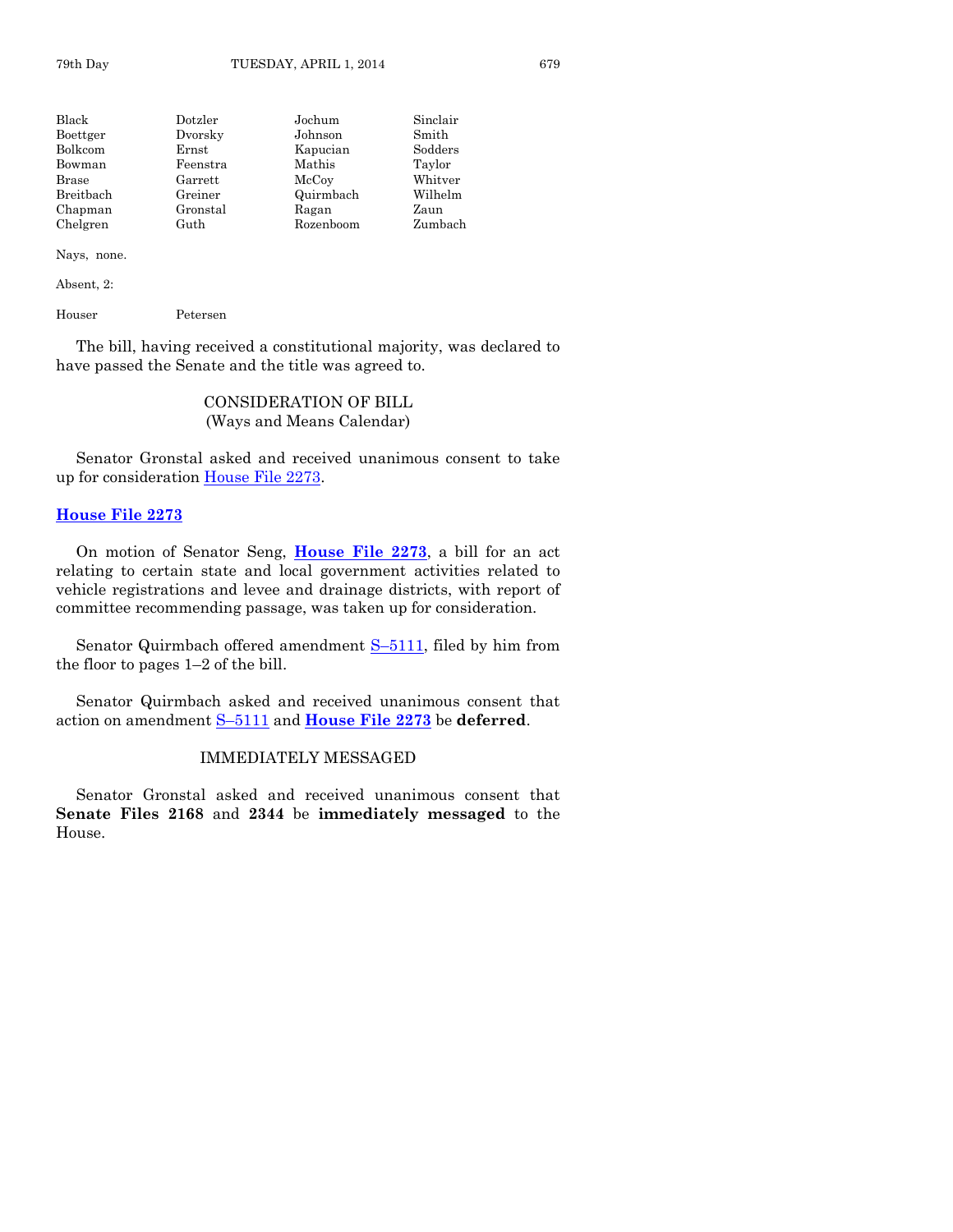| Black | Dotzler | Jochum | Sinclair |
|---|---|---|---|
| Boettger | Dvorsky | Johnson | Smith |
| Bolkcom | Ernst | Kapucian | Sodders |
| Bowman | Feenstra | Mathis | Taylor |
| Brase | Garrett | McCoy | Whitver |
| Breitbach | Greiner | Quirmbach | Wilhelm |
| Chapman | Gronstal | Ragan | Zaun |
| Chelgren | Guth | Rozenboom | Zumbach |

Nays, none.

Absent, 2:

Houser  Petersen

The bill, having received a constitutional majority, was declared to have passed the Senate and the title was agreed to.

## CONSIDERATION OF BILL
(Ways and Means Calendar)

Senator Gronstal asked and received unanimous consent to take up for consideration House File 2273.

### House File 2273

On motion of Senator Seng, **House File 2273**, a bill for an act relating to certain state and local government activities related to vehicle registrations and levee and drainage districts, with report of committee recommending passage, was taken up for consideration.

Senator Quirmbach offered amendment S–5111, filed by him from the floor to pages 1–2 of the bill.

Senator Quirmbach asked and received unanimous consent that action on amendment S–5111 and **House File 2273** be **deferred**.

## IMMEDIATELY MESSAGED

Senator Gronstal asked and received unanimous consent that **Senate Files 2168** and **2344** be **immediately messaged** to the House.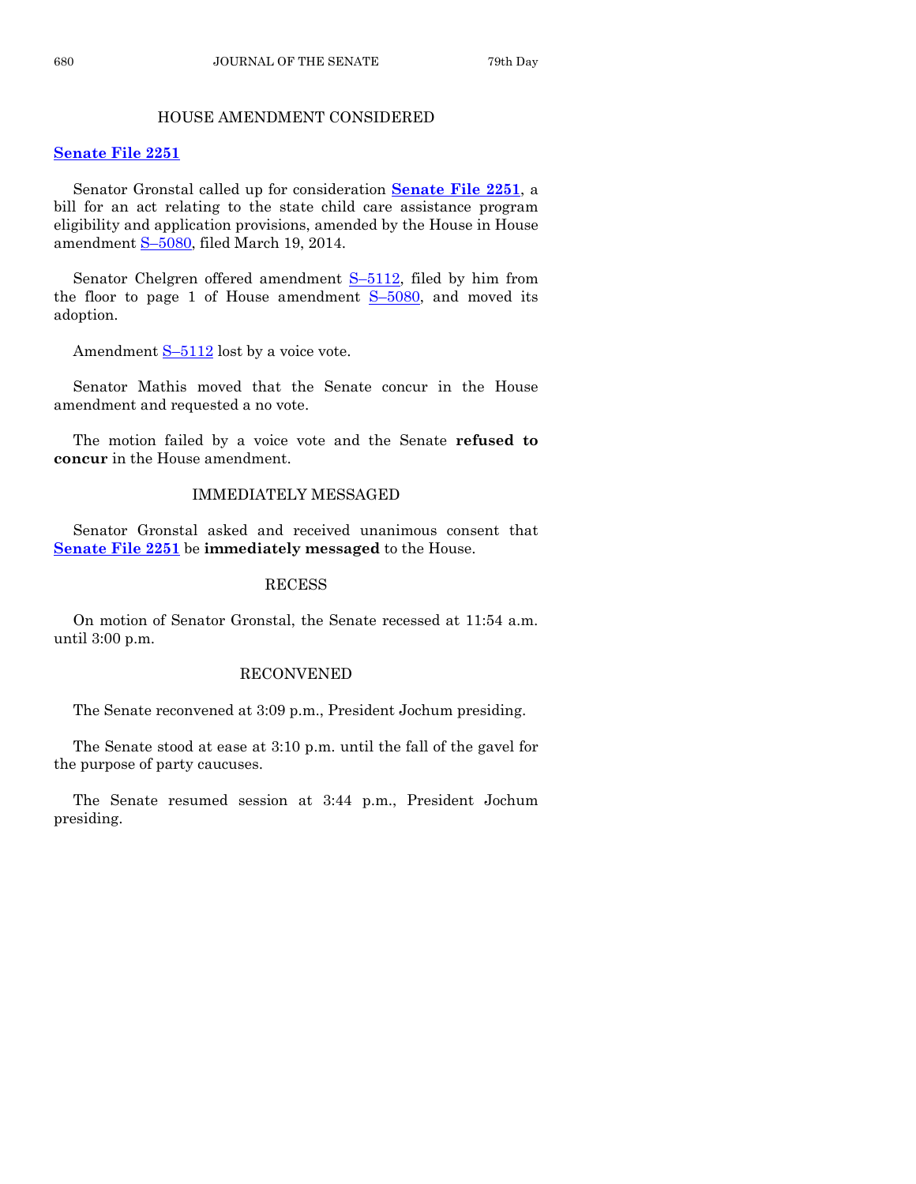## HOUSE AMENDMENT CONSIDERED

**Senate File 2251**

Senator Gronstal called up for consideration **Senate File 2251**, a bill for an act relating to the state child care assistance program eligibility and application provisions, amended by the House in House amendment S–5080, filed March 19, 2014.

Senator Chelgren offered amendment S–5112, filed by him from the floor to page 1 of House amendment S–5080, and moved its adoption.

Amendment S–5112 lost by a voice vote.

Senator Mathis moved that the Senate concur in the House amendment and requested a no vote.

The motion failed by a voice vote and the Senate **refused to concur** in the House amendment.

## IMMEDIATELY MESSAGED

Senator Gronstal asked and received unanimous consent that **Senate File 2251** be **immediately messaged** to the House.

## RECESS

On motion of Senator Gronstal, the Senate recessed at 11:54 a.m. until 3:00 p.m.

## RECONVENED

The Senate reconvened at 3:09 p.m., President Jochum presiding.

The Senate stood at ease at 3:10 p.m. until the fall of the gavel for the purpose of party caucuses.

The Senate resumed session at 3:44 p.m., President Jochum presiding.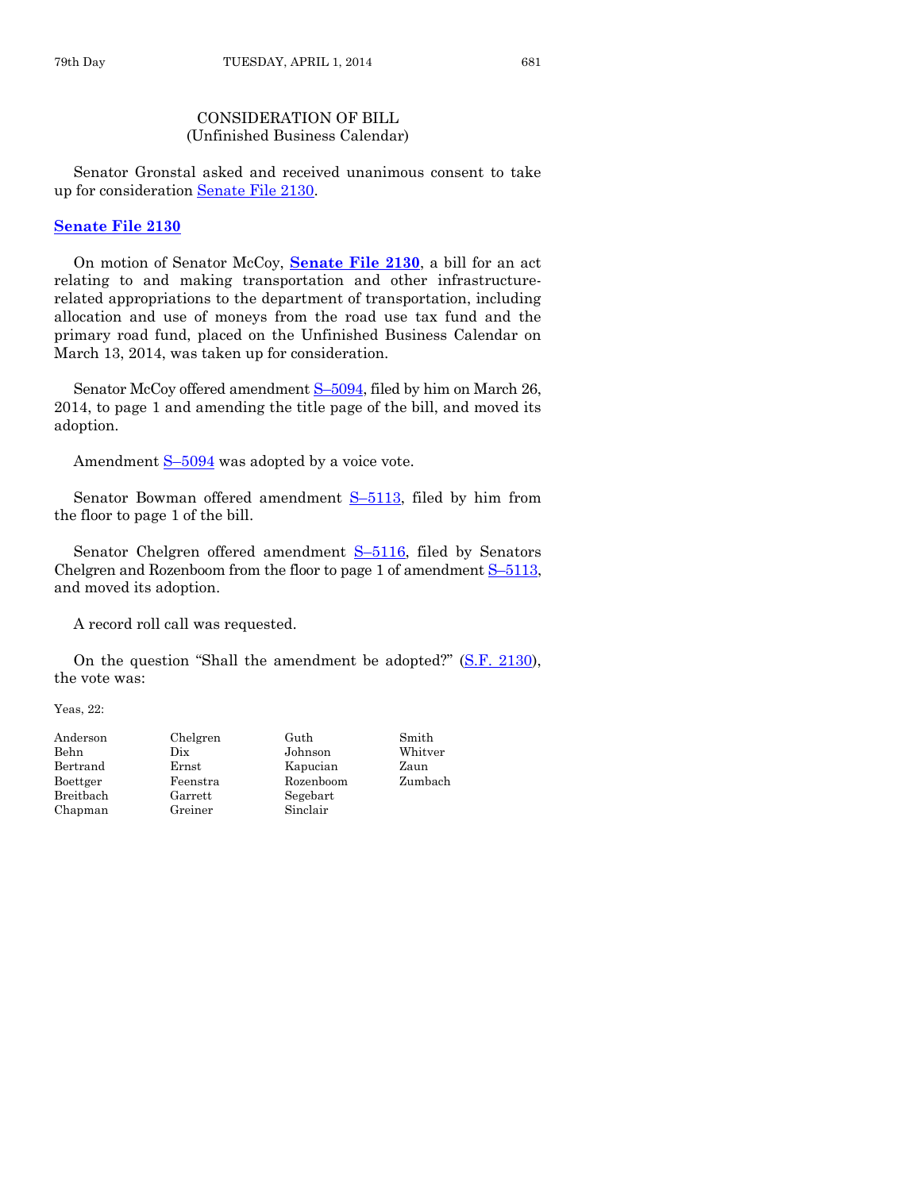CONSIDERATION OF BILL
(Unfinished Business Calendar)

Senator Gronstal asked and received unanimous consent to take up for consideration Senate File 2130.

**Senate File 2130**

On motion of Senator McCoy, **Senate File 2130**, a bill for an act relating to and making transportation and other infrastructure-related appropriations to the department of transportation, including allocation and use of moneys from the road use tax fund and the primary road fund, placed on the Unfinished Business Calendar on March 13, 2014, was taken up for consideration.

Senator McCoy offered amendment S–5094, filed by him on March 26, 2014, to page 1 and amending the title page of the bill, and moved its adoption.

Amendment S–5094 was adopted by a voice vote.

Senator Bowman offered amendment S–5113, filed by him from the floor to page 1 of the bill.

Senator Chelgren offered amendment S–5116, filed by Senators Chelgren and Rozenboom from the floor to page 1 of amendment S–5113, and moved its adoption.

A record roll call was requested.

On the question "Shall the amendment be adopted?" (S.F. 2130), the vote was:

Yeas, 22:

| | | | |
|---|---|---|---|
| Anderson | Chelgren | Guth | Smith |
| Behn | Dix | Johnson | Whitver |
| Bertrand | Ernst | Kapucian | Zaun |
| Boettger | Feenstra | Rozenboom | Zumbach |
| Breitbach | Garrett | Segebart | |
| Chapman | Greiner | Sinclair | |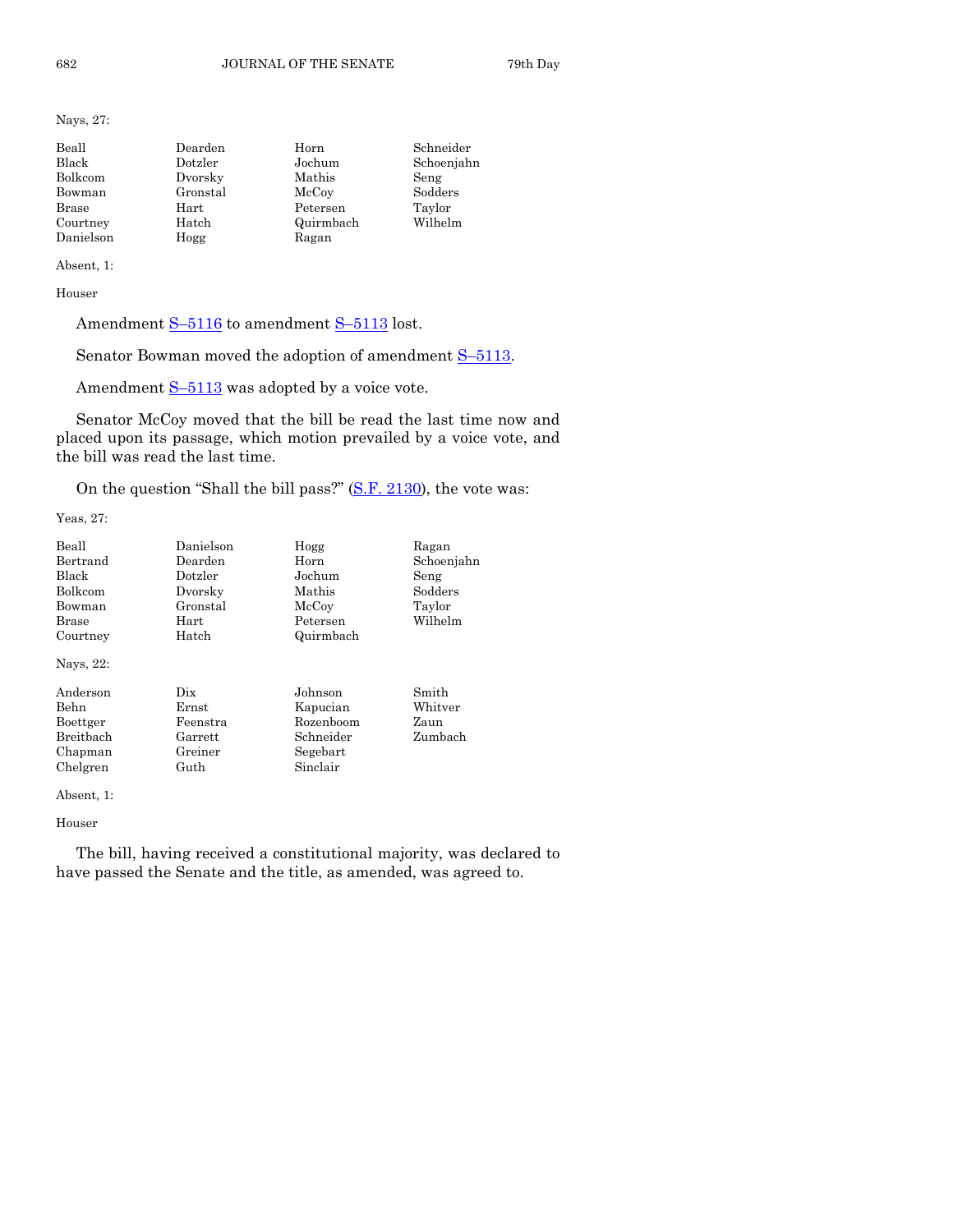Nays, 27:

| | | | |
|---|---|---|---|
| Beall | Dearden | Horn | Schneider |
| Black | Dotzler | Jochum | Schoenjahn |
| Bolkcom | Dvorsky | Mathis | Seng |
| Bowman | Gronstal | McCoy | Sodders |
| Brase | Hart | Petersen | Taylor |
| Courtney | Hatch | Quirmbach | Wilhelm |
| Danielson | Hogg | Ragan | |

Absent, 1:

Houser

Amendment S–5116 to amendment S–5113 lost.

Senator Bowman moved the adoption of amendment S–5113.

Amendment S–5113 was adopted by a voice vote.

Senator McCoy moved that the bill be read the last time now and placed upon its passage, which motion prevailed by a voice vote, and the bill was read the last time.

On the question "Shall the bill pass?" (S.F. 2130), the vote was:

Yeas, 27:

| | | | |
|---|---|---|---|
| Beall | Danielson | Hogg | Ragan |
| Bertrand | Dearden | Horn | Schoenjahn |
| Black | Dotzler | Jochum | Seng |
| Bolkcom | Dvorsky | Mathis | Sodders |
| Bowman | Gronstal | McCoy | Taylor |
| Brase | Hart | Petersen | Wilhelm |
| Courtney | Hatch | Quirmbach | |

Nays, 22:

| | | | |
|---|---|---|---|
| Anderson | Dix | Johnson | Smith |
| Behn | Ernst | Kapucian | Whitver |
| Boettger | Feenstra | Rozenboom | Zaun |
| Breitbach | Garrett | Schneider | Zumbach |
| Chapman | Greiner | Segebart | |
| Chelgren | Guth | Sinclair | |

Absent, 1:

Houser

The bill, having received a constitutional majority, was declared to have passed the Senate and the title, as amended, was agreed to.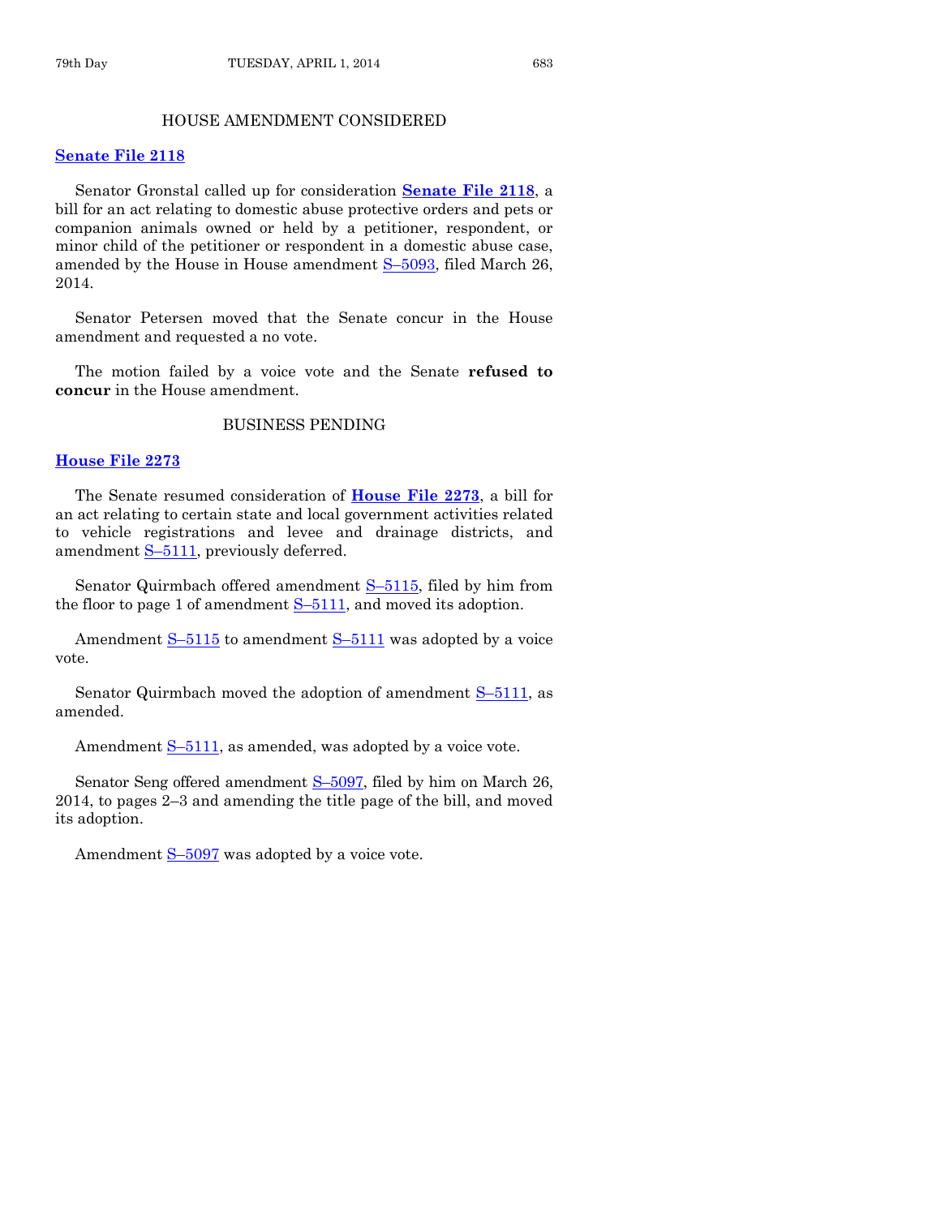## HOUSE AMENDMENT CONSIDERED

**Senate File 2118**

Senator Gronstal called up for consideration **Senate File 2118**, a bill for an act relating to domestic abuse protective orders and pets or companion animals owned or held by a petitioner, respondent, or minor child of the petitioner or respondent in a domestic abuse case, amended by the House in House amendment S–5093, filed March 26, 2014.

Senator Petersen moved that the Senate concur in the House amendment and requested a no vote.

The motion failed by a voice vote and the Senate **refused to concur** in the House amendment.

## BUSINESS PENDING

**House File 2273**

The Senate resumed consideration of **House File 2273**, a bill for an act relating to certain state and local government activities related to vehicle registrations and levee and drainage districts, and amendment S–5111, previously deferred.

Senator Quirmbach offered amendment S–5115, filed by him from the floor to page 1 of amendment S–5111, and moved its adoption.

Amendment S–5115 to amendment S–5111 was adopted by a voice vote.

Senator Quirmbach moved the adoption of amendment S–5111, as amended.

Amendment S–5111, as amended, was adopted by a voice vote.

Senator Seng offered amendment S–5097, filed by him on March 26, 2014, to pages 2–3 and amending the title page of the bill, and moved its adoption.

Amendment S–5097 was adopted by a voice vote.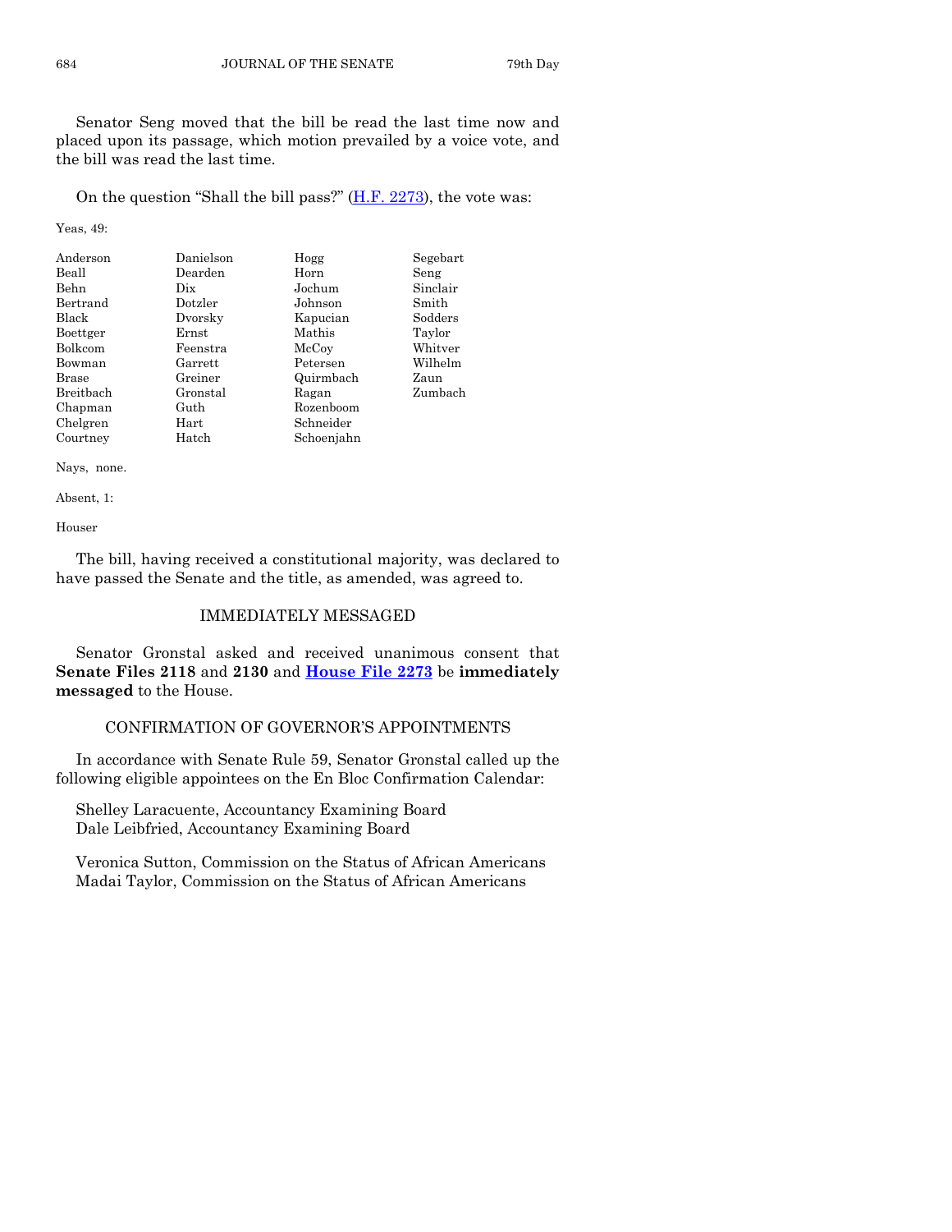Senator Seng moved that the bill be read the last time now and placed upon its passage, which motion prevailed by a voice vote, and the bill was read the last time.

On the question "Shall the bill pass?" (H.F. 2273), the vote was:

Yeas, 49:

| | | | |
|---|---|---|---|
| Anderson | Danielson | Hogg | Segebart |
| Beall | Dearden | Horn | Seng |
| Behn | Dix | Jochum | Sinclair |
| Bertrand | Dotzler | Johnson | Smith |
| Black | Dvorsky | Kapucian | Sodders |
| Boettger | Ernst | Mathis | Taylor |
| Bolkcom | Feenstra | McCoy | Whitver |
| Bowman | Garrett | Petersen | Wilhelm |
| Brase | Greiner | Quirmbach | Zaun |
| Breitbach | Gronstal | Ragan | Zumbach |
| Chapman | Guth | Rozenboom | |
| Chelgren | Hart | Schneider | |
| Courtney | Hatch | Schoenjahn | |

Nays, none.

Absent, 1:

Houser

The bill, having received a constitutional majority, was declared to have passed the Senate and the title, as amended, was agreed to.

## IMMEDIATELY MESSAGED

Senator Gronstal asked and received unanimous consent that **Senate Files 2118** and **2130** and **House File 2273** be **immediately messaged** to the House.

## CONFIRMATION OF GOVERNOR'S APPOINTMENTS

In accordance with Senate Rule 59, Senator Gronstal called up the following eligible appointees on the En Bloc Confirmation Calendar:

Shelley Laracuente, Accountancy Examining Board
Dale Leibfried, Accountancy Examining Board

Veronica Sutton, Commission on the Status of African Americans
Madai Taylor, Commission on the Status of African Americans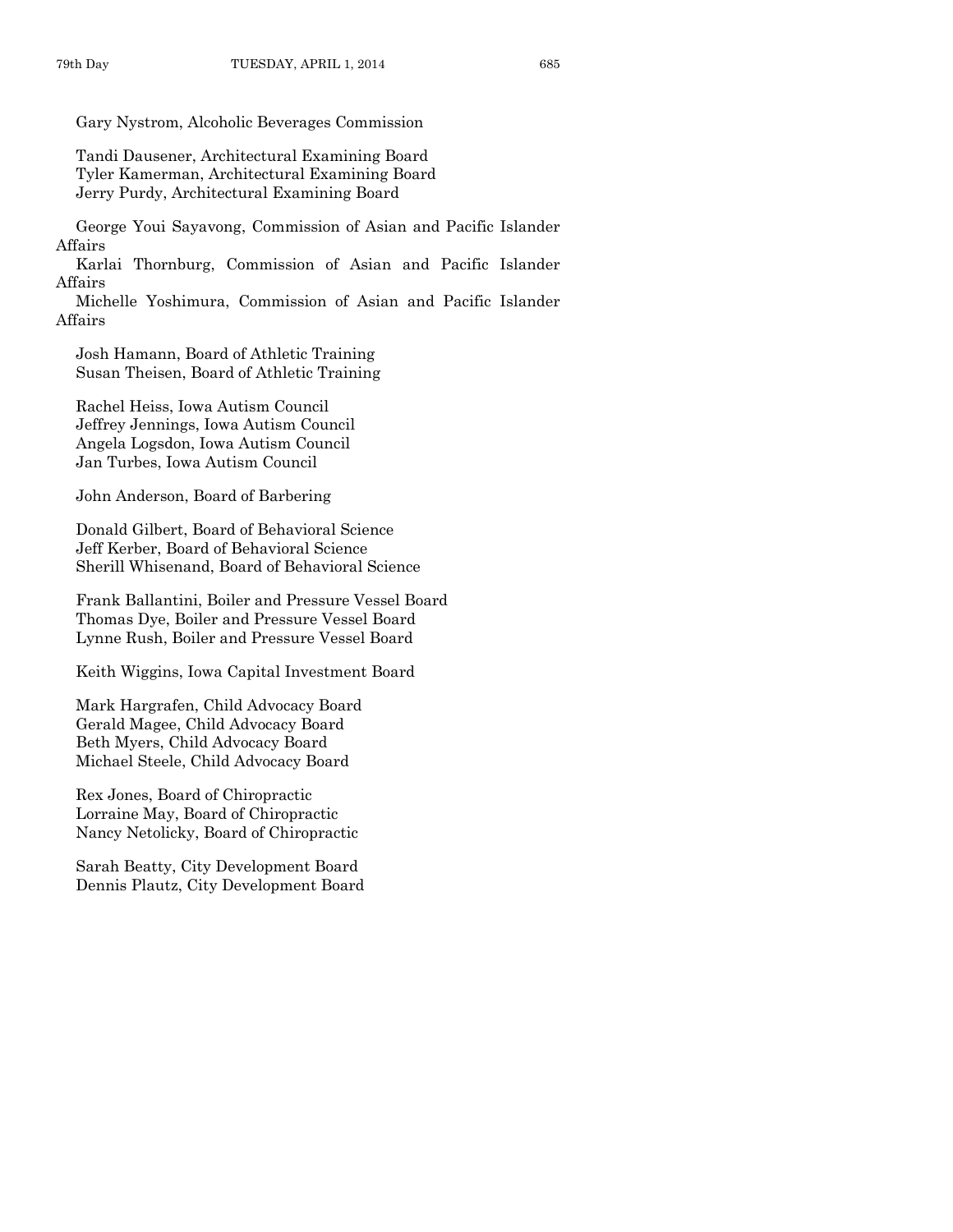Gary Nystrom, Alcoholic Beverages Commission

Tandi Dausener, Architectural Examining Board
Tyler Kamerman, Architectural Examining Board
Jerry Purdy, Architectural Examining Board

George Youi Sayavong, Commission of Asian and Pacific Islander Affairs
Karlai Thornburg, Commission of Asian and Pacific Islander Affairs
Michelle Yoshimura, Commission of Asian and Pacific Islander Affairs

Josh Hamann, Board of Athletic Training
Susan Theisen, Board of Athletic Training

Rachel Heiss, Iowa Autism Council
Jeffrey Jennings, Iowa Autism Council
Angela Logsdon, Iowa Autism Council
Jan Turbes, Iowa Autism Council

John Anderson, Board of Barbering

Donald Gilbert, Board of Behavioral Science
Jeff Kerber, Board of Behavioral Science
Sherill Whisenand, Board of Behavioral Science

Frank Ballantini, Boiler and Pressure Vessel Board
Thomas Dye, Boiler and Pressure Vessel Board
Lynne Rush, Boiler and Pressure Vessel Board

Keith Wiggins, Iowa Capital Investment Board

Mark Hargrafen, Child Advocacy Board
Gerald Magee, Child Advocacy Board
Beth Myers, Child Advocacy Board
Michael Steele, Child Advocacy Board

Rex Jones, Board of Chiropractic
Lorraine May, Board of Chiropractic
Nancy Netolicky, Board of Chiropractic

Sarah Beatty, City Development Board
Dennis Plautz, City Development Board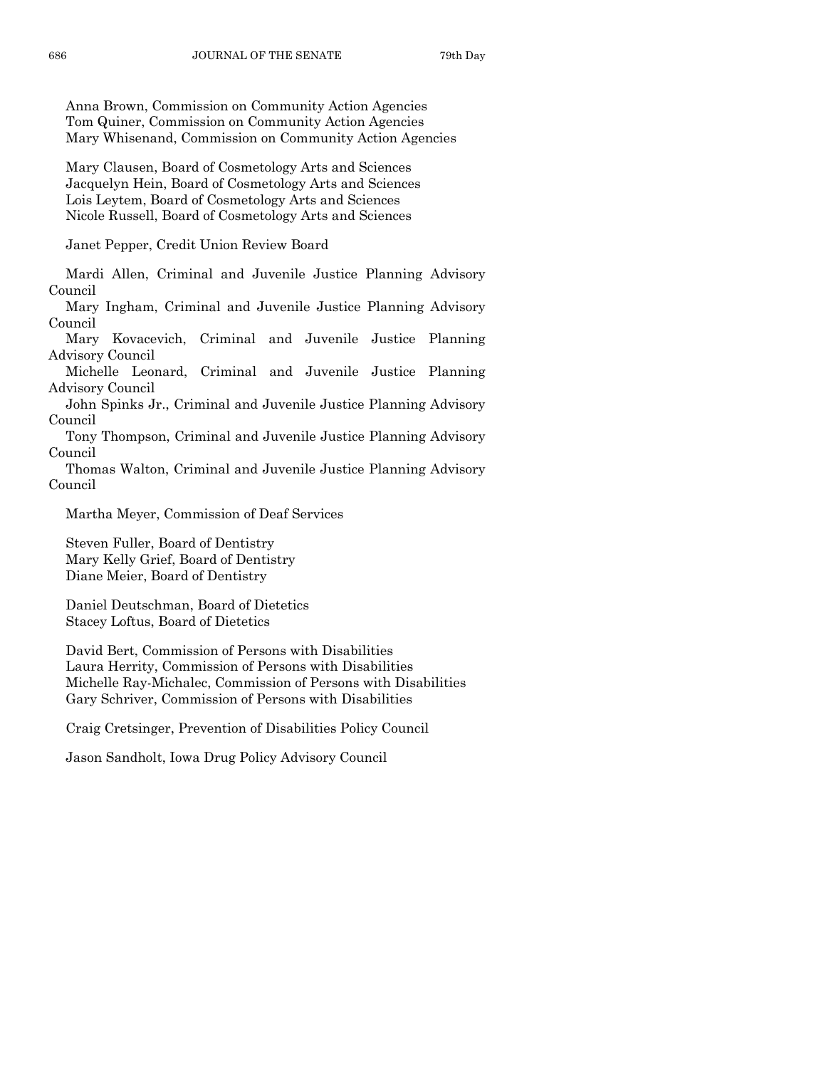Anna Brown, Commission on Community Action Agencies
Tom Quiner, Commission on Community Action Agencies
Mary Whisenand, Commission on Community Action Agencies

Mary Clausen, Board of Cosmetology Arts and Sciences
Jacquelyn Hein, Board of Cosmetology Arts and Sciences
Lois Leytem, Board of Cosmetology Arts and Sciences
Nicole Russell, Board of Cosmetology Arts and Sciences

Janet Pepper, Credit Union Review Board

Mardi Allen, Criminal and Juvenile Justice Planning Advisory Council
Mary Ingham, Criminal and Juvenile Justice Planning Advisory Council
Mary Kovacevich, Criminal and Juvenile Justice Planning Advisory Council
Michelle Leonard, Criminal and Juvenile Justice Planning Advisory Council
John Spinks Jr., Criminal and Juvenile Justice Planning Advisory Council
Tony Thompson, Criminal and Juvenile Justice Planning Advisory Council
Thomas Walton, Criminal and Juvenile Justice Planning Advisory Council

Martha Meyer, Commission of Deaf Services

Steven Fuller, Board of Dentistry
Mary Kelly Grief, Board of Dentistry
Diane Meier, Board of Dentistry

Daniel Deutschman, Board of Dietetics
Stacey Loftus, Board of Dietetics

David Bert, Commission of Persons with Disabilities
Laura Herrity, Commission of Persons with Disabilities
Michelle Ray-Michalec, Commission of Persons with Disabilities
Gary Schriver, Commission of Persons with Disabilities

Craig Cretsinger, Prevention of Disabilities Policy Council

Jason Sandholt, Iowa Drug Policy Advisory Council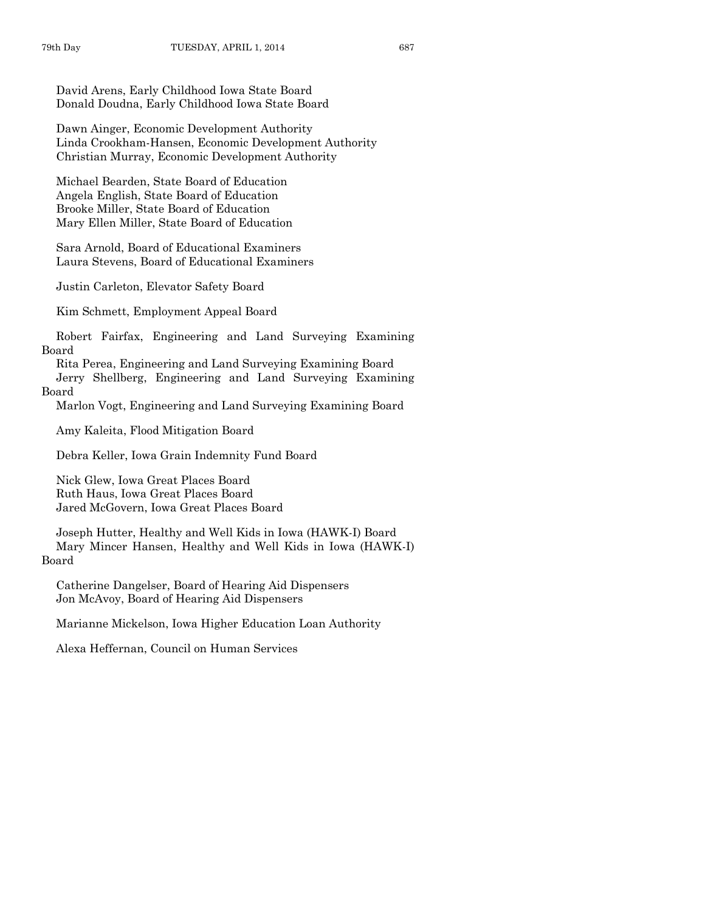David Arens, Early Childhood Iowa State Board
Donald Doudna, Early Childhood Iowa State Board

Dawn Ainger, Economic Development Authority
Linda Crookham-Hansen, Economic Development Authority
Christian Murray, Economic Development Authority

Michael Bearden, State Board of Education
Angela English, State Board of Education
Brooke Miller, State Board of Education
Mary Ellen Miller, State Board of Education

Sara Arnold, Board of Educational Examiners
Laura Stevens, Board of Educational Examiners

Justin Carleton, Elevator Safety Board

Kim Schmett, Employment Appeal Board

Robert Fairfax, Engineering and Land Surveying Examining Board
Rita Perea, Engineering and Land Surveying Examining Board
Jerry Shellberg, Engineering and Land Surveying Examining Board
Marlon Vogt, Engineering and Land Surveying Examining Board

Amy Kaleita, Flood Mitigation Board

Debra Keller, Iowa Grain Indemnity Fund Board

Nick Glew, Iowa Great Places Board
Ruth Haus, Iowa Great Places Board
Jared McGovern, Iowa Great Places Board

Joseph Hutter, Healthy and Well Kids in Iowa (HAWK-I) Board
Mary Mincer Hansen, Healthy and Well Kids in Iowa (HAWK-I) Board

Catherine Dangelser, Board of Hearing Aid Dispensers
Jon McAvoy, Board of Hearing Aid Dispensers

Marianne Mickelson, Iowa Higher Education Loan Authority

Alexa Heffernan, Council on Human Services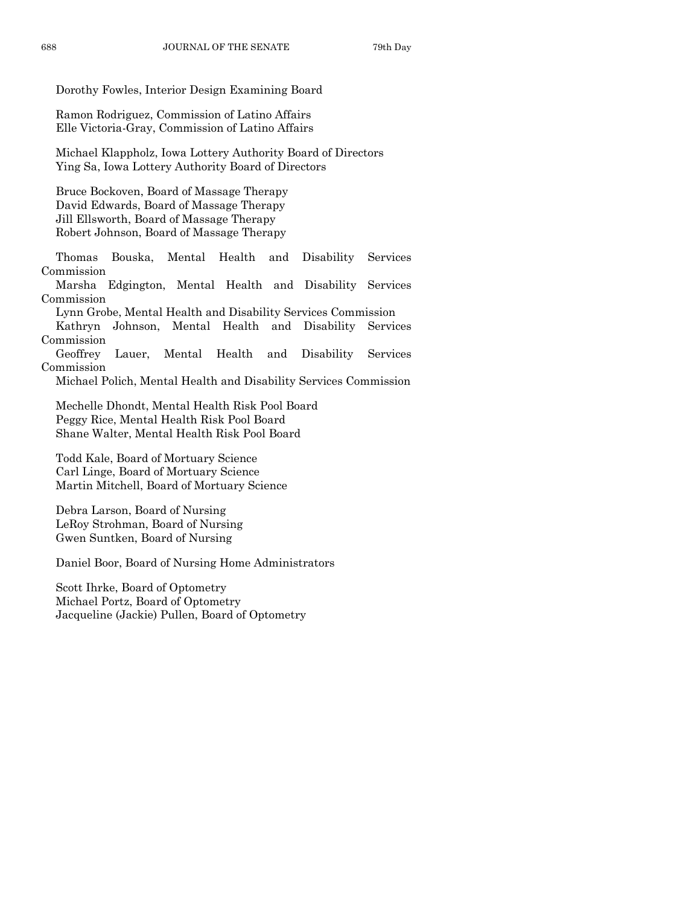Dorothy Fowles, Interior Design Examining Board

Ramon Rodriguez, Commission of Latino Affairs
Elle Victoria-Gray, Commission of Latino Affairs

Michael Klappholz, Iowa Lottery Authority Board of Directors
Ying Sa, Iowa Lottery Authority Board of Directors

Bruce Bockoven, Board of Massage Therapy
David Edwards, Board of Massage Therapy
Jill Ellsworth, Board of Massage Therapy
Robert Johnson, Board of Massage Therapy

Thomas Bouska, Mental Health and Disability Services Commission
Marsha Edgington, Mental Health and Disability Services Commission
Lynn Grobe, Mental Health and Disability Services Commission
Kathryn Johnson, Mental Health and Disability Services Commission
Geoffrey Lauer, Mental Health and Disability Services Commission
Michael Polich, Mental Health and Disability Services Commission

Mechelle Dhondt, Mental Health Risk Pool Board
Peggy Rice, Mental Health Risk Pool Board
Shane Walter, Mental Health Risk Pool Board

Todd Kale, Board of Mortuary Science
Carl Linge, Board of Mortuary Science
Martin Mitchell, Board of Mortuary Science

Debra Larson, Board of Nursing
LeRoy Strohman, Board of Nursing
Gwen Suntken, Board of Nursing

Daniel Boor, Board of Nursing Home Administrators

Scott Ihrke, Board of Optometry
Michael Portz, Board of Optometry
Jacqueline (Jackie) Pullen, Board of Optometry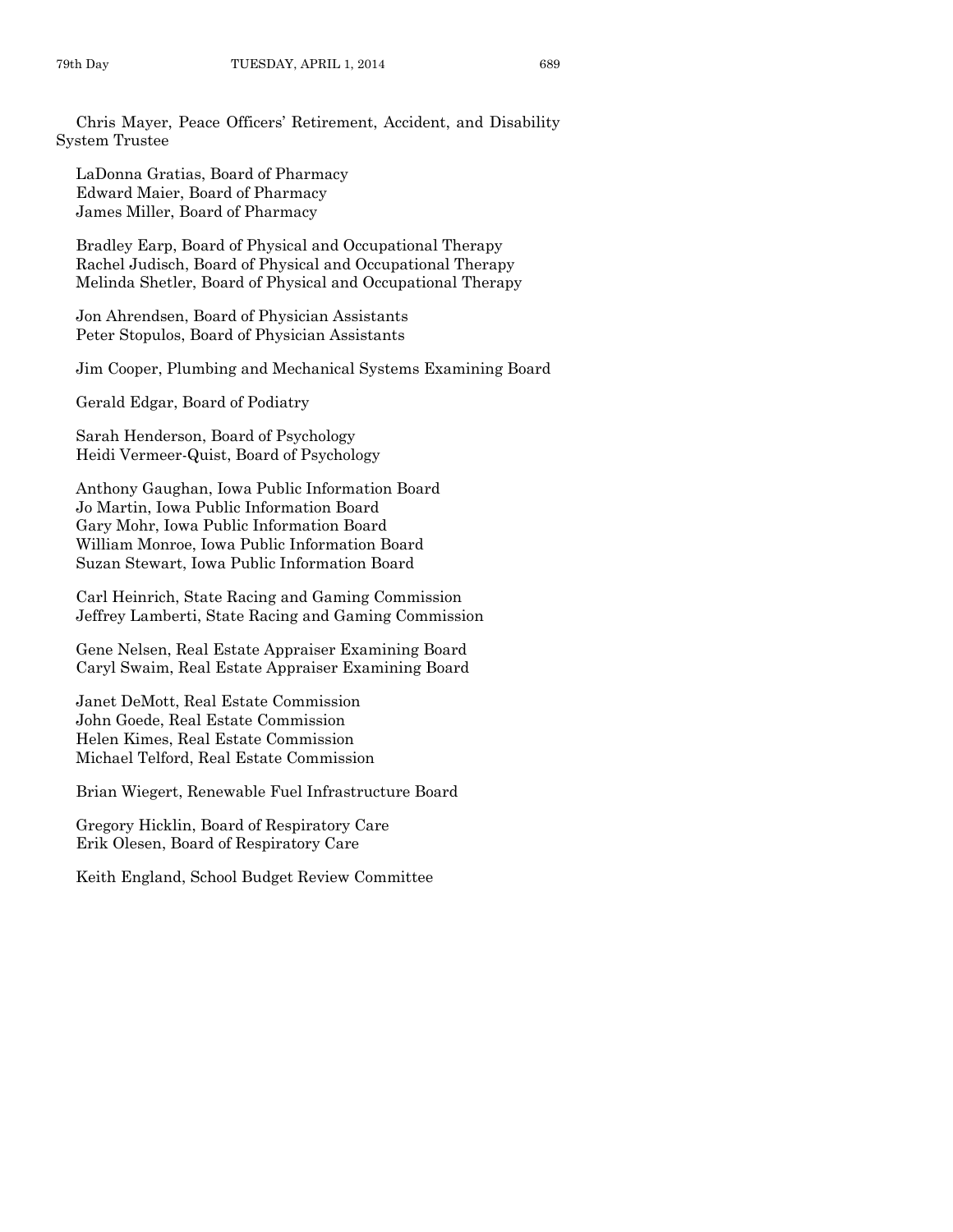Chris Mayer, Peace Officers' Retirement, Accident, and Disability System Trustee

LaDonna Gratias, Board of Pharmacy
Edward Maier, Board of Pharmacy
James Miller, Board of Pharmacy

Bradley Earp, Board of Physical and Occupational Therapy
Rachel Judisch, Board of Physical and Occupational Therapy
Melinda Shetler, Board of Physical and Occupational Therapy

Jon Ahrendsen, Board of Physician Assistants
Peter Stopulos, Board of Physician Assistants

Jim Cooper, Plumbing and Mechanical Systems Examining Board

Gerald Edgar, Board of Podiatry

Sarah Henderson, Board of Psychology
Heidi Vermeer-Quist, Board of Psychology

Anthony Gaughan, Iowa Public Information Board
Jo Martin, Iowa Public Information Board
Gary Mohr, Iowa Public Information Board
William Monroe, Iowa Public Information Board
Suzan Stewart, Iowa Public Information Board

Carl Heinrich, State Racing and Gaming Commission
Jeffrey Lamberti, State Racing and Gaming Commission

Gene Nelsen, Real Estate Appraiser Examining Board
Caryl Swaim, Real Estate Appraiser Examining Board

Janet DeMott, Real Estate Commission
John Goede, Real Estate Commission
Helen Kimes, Real Estate Commission
Michael Telford, Real Estate Commission

Brian Wiegert, Renewable Fuel Infrastructure Board

Gregory Hicklin, Board of Respiratory Care
Erik Olesen, Board of Respiratory Care

Keith England, School Budget Review Committee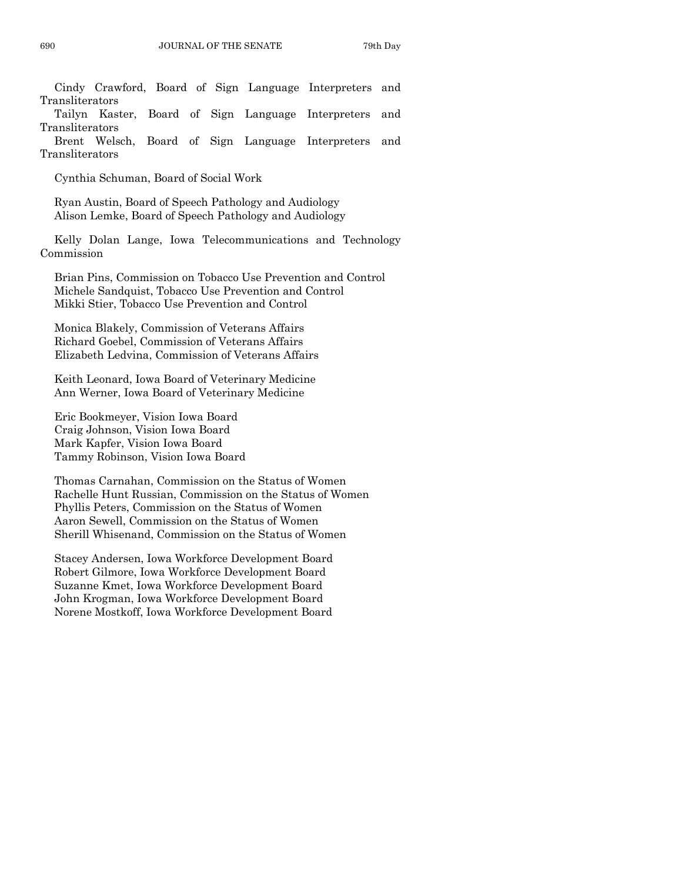Cindy Crawford, Board of Sign Language Interpreters and Transliterators
Tailyn Kaster, Board of Sign Language Interpreters and Transliterators
Brent Welsch, Board of Sign Language Interpreters and Transliterators

Cynthia Schuman, Board of Social Work

Ryan Austin, Board of Speech Pathology and Audiology
Alison Lemke, Board of Speech Pathology and Audiology

Kelly Dolan Lange, Iowa Telecommunications and Technology Commission

Brian Pins, Commission on Tobacco Use Prevention and Control
Michele Sandquist, Tobacco Use Prevention and Control
Mikki Stier, Tobacco Use Prevention and Control

Monica Blakely, Commission of Veterans Affairs
Richard Goebel, Commission of Veterans Affairs
Elizabeth Ledvina, Commission of Veterans Affairs

Keith Leonard, Iowa Board of Veterinary Medicine
Ann Werner, Iowa Board of Veterinary Medicine

Eric Bookmeyer, Vision Iowa Board
Craig Johnson, Vision Iowa Board
Mark Kapfer, Vision Iowa Board
Tammy Robinson, Vision Iowa Board

Thomas Carnahan, Commission on the Status of Women
Rachelle Hunt Russian, Commission on the Status of Women
Phyllis Peters, Commission on the Status of Women
Aaron Sewell, Commission on the Status of Women
Sherill Whisenand, Commission on the Status of Women

Stacey Andersen, Iowa Workforce Development Board
Robert Gilmore, Iowa Workforce Development Board
Suzanne Kmet, Iowa Workforce Development Board
John Krogman, Iowa Workforce Development Board
Norene Mostkoff, Iowa Workforce Development Board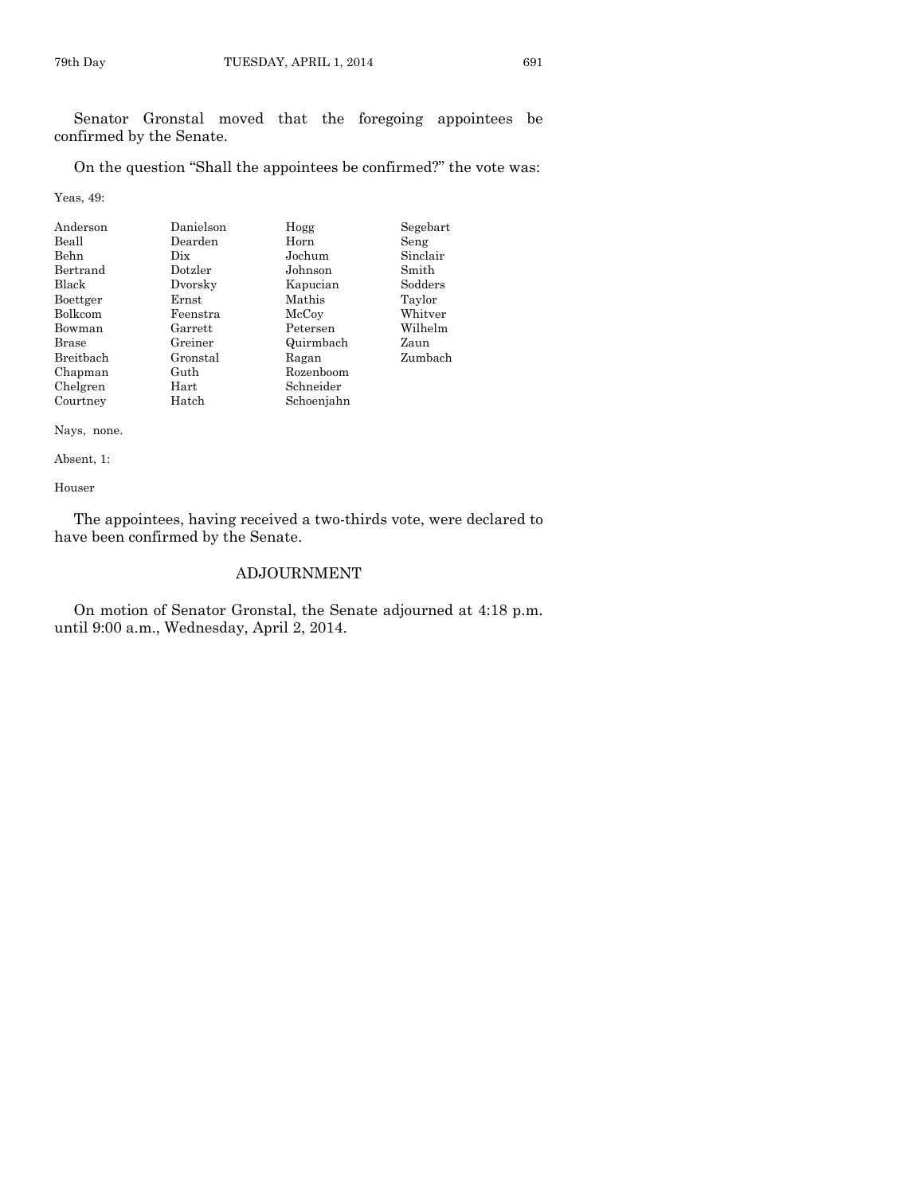Senator Gronstal moved that the foregoing appointees be confirmed by the Senate.

On the question "Shall the appointees be confirmed?" the vote was:

Yeas, 49:

| | | | |
|---|---|---|---|
| Anderson | Danielson | Hogg | Segebart |
| Beall | Dearden | Horn | Seng |
| Behn | Dix | Jochum | Sinclair |
| Bertrand | Dotzler | Johnson | Smith |
| Black | Dvorsky | Kapucian | Sodders |
| Boettger | Ernst | Mathis | Taylor |
| Bolkcom | Feenstra | McCoy | Whitver |
| Bowman | Garrett | Petersen | Wilhelm |
| Brase | Greiner | Quirmbach | Zaun |
| Breitbach | Gronstal | Ragan | Zumbach |
| Chapman | Guth | Rozenboom | |
| Chelgren | Hart | Schneider | |
| Courtney | Hatch | Schoenjahn | |

Nays, none.

Absent, 1:

Houser

The appointees, having received a two-thirds vote, were declared to have been confirmed by the Senate.

## ADJOURNMENT

On motion of Senator Gronstal, the Senate adjourned at 4:18 p.m. until 9:00 a.m., Wednesday, April 2, 2014.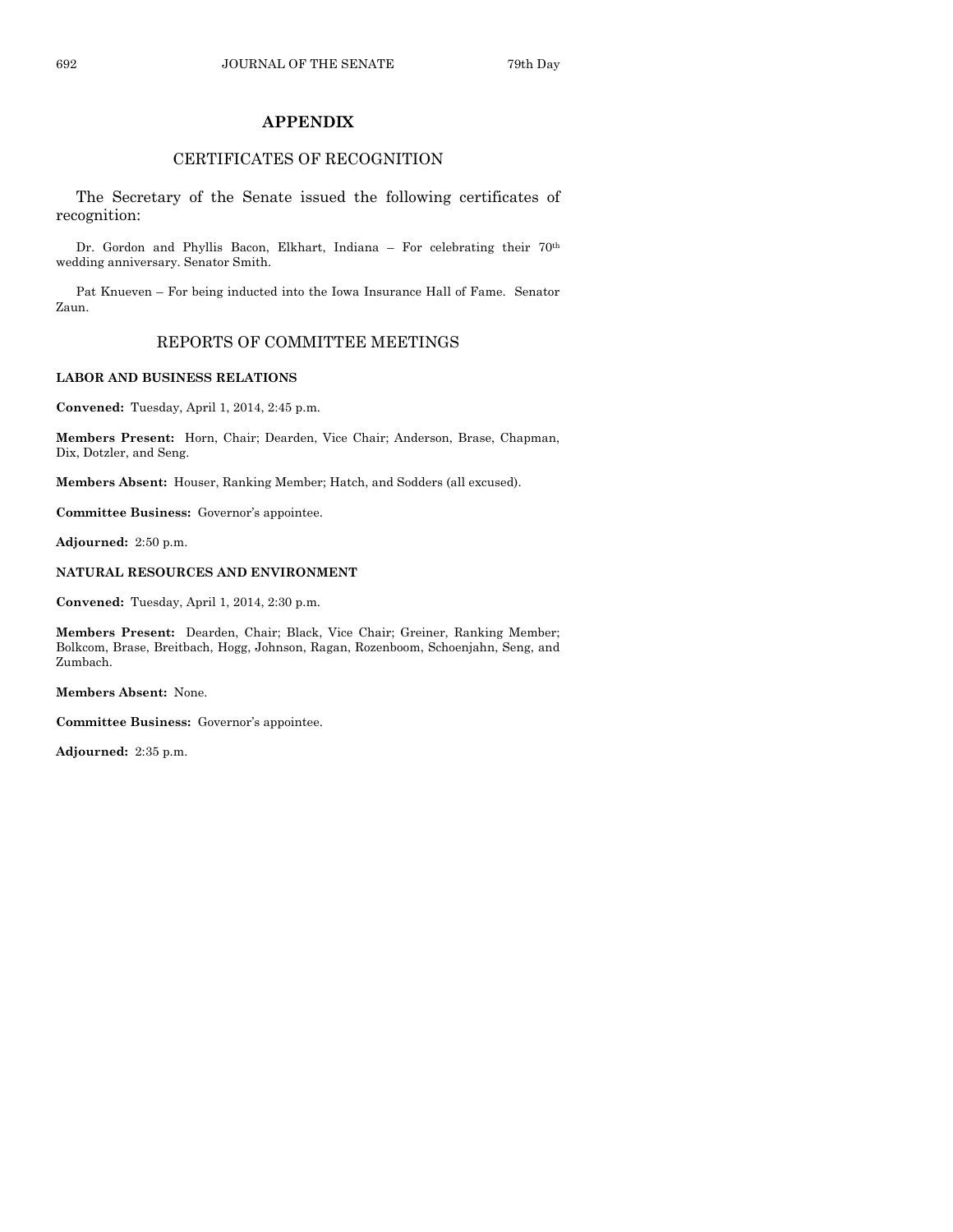## APPENDIX

### CERTIFICATES OF RECOGNITION

The Secretary of the Senate issued the following certificates of recognition:

Dr. Gordon and Phyllis Bacon, Elkhart, Indiana – For celebrating their 70th wedding anniversary. Senator Smith.

Pat Knueven – For being inducted into the Iowa Insurance Hall of Fame. Senator Zaun.

### REPORTS OF COMMITTEE MEETINGS

**LABOR AND BUSINESS RELATIONS**

**Convened:** Tuesday, April 1, 2014, 2:45 p.m.

**Members Present:** Horn, Chair; Dearden, Vice Chair; Anderson, Brase, Chapman, Dix, Dotzler, and Seng.

**Members Absent:** Houser, Ranking Member; Hatch, and Sodders (all excused).

**Committee Business:** Governor's appointee.

**Adjourned:** 2:50 p.m.

**NATURAL RESOURCES AND ENVIRONMENT**

**Convened:** Tuesday, April 1, 2014, 2:30 p.m.

**Members Present:** Dearden, Chair; Black, Vice Chair; Greiner, Ranking Member; Bolkcom, Brase, Breitbach, Hogg, Johnson, Ragan, Rozenboom, Schoenjahn, Seng, and Zumbach.

**Members Absent:** None.

**Committee Business:** Governor's appointee.

**Adjourned:** 2:35 p.m.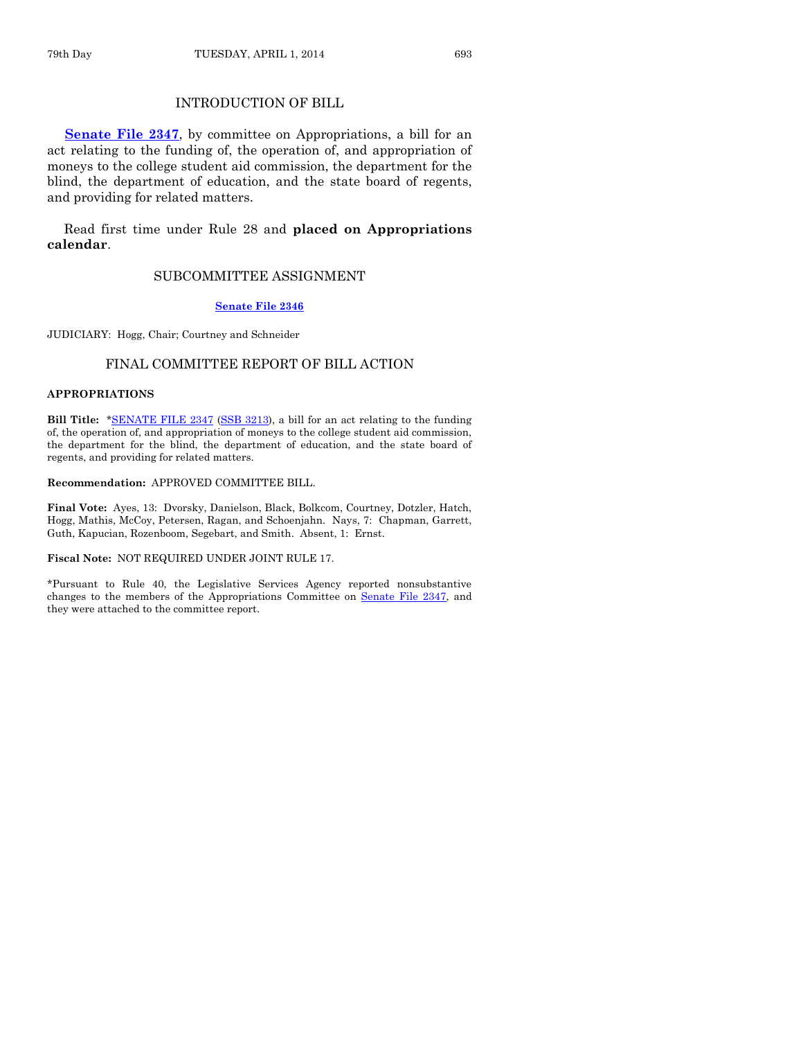## INTRODUCTION OF BILL

**Senate File 2347**, by committee on Appropriations, a bill for an act relating to the funding of, the operation of, and appropriation of moneys to the college student aid commission, the department for the blind, the department of education, and the state board of regents, and providing for related matters.

Read first time under Rule 28 and **placed on Appropriations calendar**.

## SUBCOMMITTEE ASSIGNMENT

**Senate File 2346**

JUDICIARY: Hogg, Chair; Courtney and Schneider

## FINAL COMMITTEE REPORT OF BILL ACTION

**APPROPRIATIONS**

**Bill Title:** *SENATE FILE 2347 (SSB 3213), a bill for an act relating to the funding of, the operation of, and appropriation of moneys to the college student aid commission, the department for the blind, the department of education, and the state board of regents, and providing for related matters.

**Recommendation:** APPROVED COMMITTEE BILL.

**Final Vote:** Ayes, 13: Dvorsky, Danielson, Black, Bolkcom, Courtney, Dotzler, Hatch, Hogg, Mathis, McCoy, Petersen, Ragan, and Schoenjahn. Nays, 7: Chapman, Garrett, Guth, Kapucian, Rozenboom, Segebart, and Smith. Absent, 1: Ernst.

**Fiscal Note:** NOT REQUIRED UNDER JOINT RULE 17.

*Pursuant to Rule 40, the Legislative Services Agency reported nonsubstantive changes to the members of the Appropriations Committee on Senate File 2347, and they were attached to the committee report.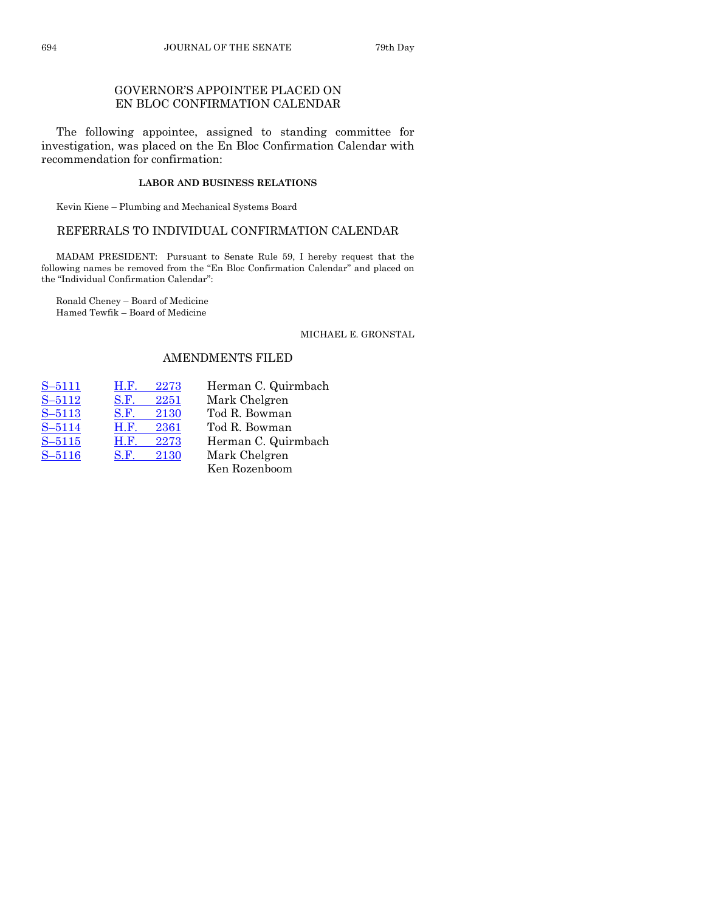## GOVERNOR'S APPOINTEE PLACED ON EN BLOC CONFIRMATION CALENDAR

The following appointee, assigned to standing committee for investigation, was placed on the En Bloc Confirmation Calendar with recommendation for confirmation:

**LABOR AND BUSINESS RELATIONS**

Kevin Kiene – Plumbing and Mechanical Systems Board

## REFERRALS TO INDIVIDUAL CONFIRMATION CALENDAR

MADAM PRESIDENT: Pursuant to Senate Rule 59, I hereby request that the following names be removed from the "En Bloc Confirmation Calendar" and placed on the "Individual Confirmation Calendar":

Ronald Cheney – Board of Medicine
Hamed Tewfik – Board of Medicine

MICHAEL E. GRONSTAL

## AMENDMENTS FILED

| | | |
|---|---|---|
| S–5111 | H.F. 2273 | Herman C. Quirmbach |
| S–5112 | S.F. 2251 | Mark Chelgren |
| S–5113 | S.F. 2130 | Tod R. Bowman |
| S–5114 | H.F. 2361 | Tod R. Bowman |
| S–5115 | H.F. 2273 | Herman C. Quirmbach |
| S–5116 | S.F. 2130 | Mark Chelgren<br>Ken Rozenboom |